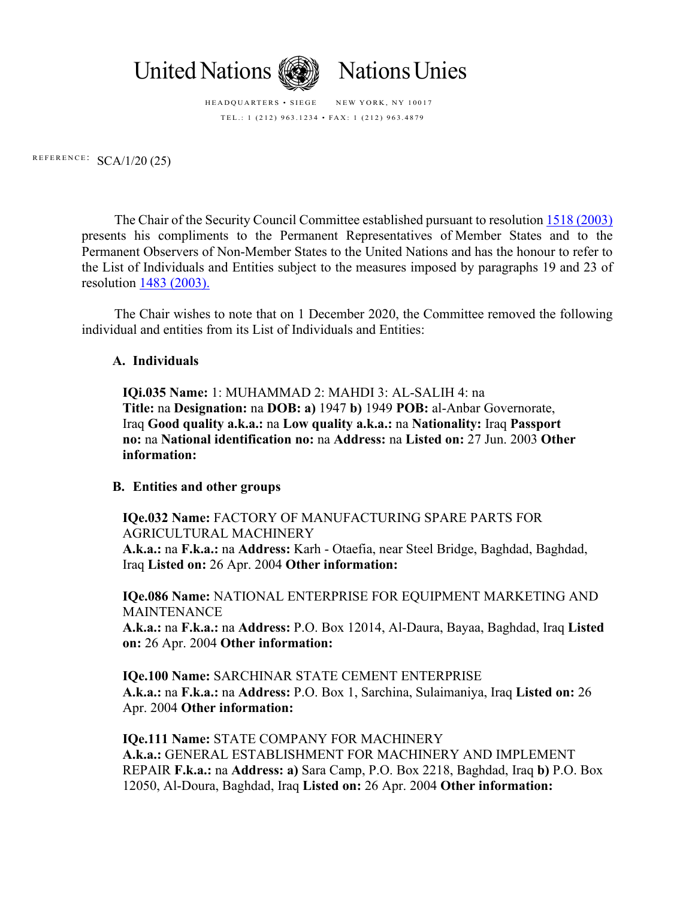# United Nations — Nations Unies

HEADQUARTERS • SIEGE NEW YORK, NY 10017

TEL.: 1 (212) 963.1234 • FAX: 1 (212) 963.4879

REFERENCE: SCA/1/20 (25)

The Chair of the Security Council Committee established pursuant to resolution 1518 (2003) presents his compliments to the Permanent Representatives of Member States and to the Permanent Observers of Non-Member States to the United Nations and has the honour to refer to the List of Individuals and Entities subject to the measures imposed by paragraphs 19 and 23 of resolution 1483 (2003).

The Chair wishes to note that on 1 December 2020, the Committee removed the following individual and entities from its List of Individuals and Entities:

**A. Individuals**

**IQi.035 Name:** 1: MUHAMMAD 2: MAHDI 3: AL-SALIH 4: na **Title:** na **Designation:** na **DOB: a)** 1947 **b)** 1949 **POB:** al-Anbar Governorate, Iraq **Good quality a.k.a.:** na **Low quality a.k.a.:** na **Nationality:** Iraq **Passport no:** na **National identification no:** na **Address:** na **Listed on:** 27 Jun. 2003 **Other information:**

**B. Entities and other groups**

**IQe.032 Name:** FACTORY OF MANUFACTURING SPARE PARTS FOR AGRICULTURAL MACHINERY
**A.k.a.:** na **F.k.a.:** na **Address:** Karh - Otaefia, near Steel Bridge, Baghdad, Baghdad, Iraq **Listed on:** 26 Apr. 2004 **Other information:**

**IQe.086 Name:** NATIONAL ENTERPRISE FOR EQUIPMENT MARKETING AND MAINTENANCE
**A.k.a.:** na **F.k.a.:** na **Address:** P.O. Box 12014, Al-Daura, Bayaa, Baghdad, Iraq **Listed on:** 26 Apr. 2004 **Other information:**

**IQe.100 Name:** SARCHINAR STATE CEMENT ENTERPRISE
**A.k.a.:** na **F.k.a.:** na **Address:** P.O. Box 1, Sarchina, Sulaimaniya, Iraq **Listed on:** 26 Apr. 2004 **Other information:**

**IQe.111 Name:** STATE COMPANY FOR MACHINERY
**A.k.a.:** GENERAL ESTABLISHMENT FOR MACHINERY AND IMPLEMENT REPAIR **F.k.a.:** na **Address: a)** Sara Camp, P.O. Box 2218, Baghdad, Iraq **b)** P.O. Box 12050, Al-Doura, Baghdad, Iraq **Listed on:** 26 Apr. 2004 **Other information:**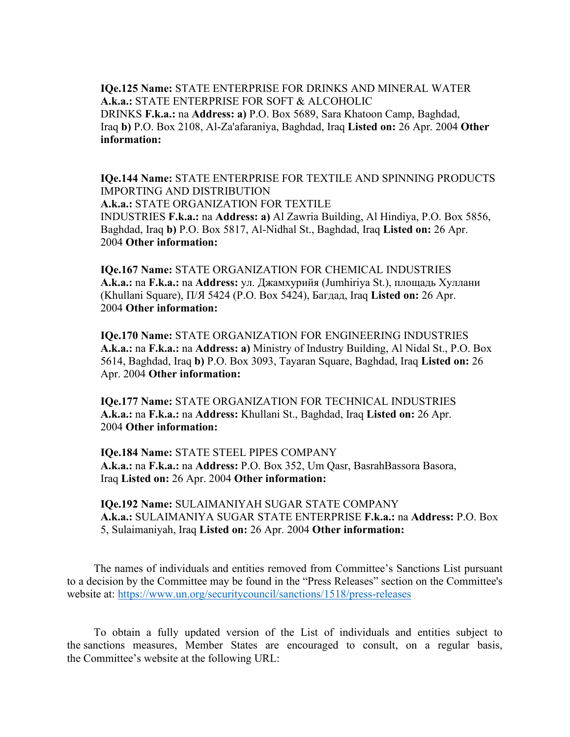**IQe.125 Name:** STATE ENTERPRISE FOR DRINKS AND MINERAL WATER **A.k.a.:** STATE ENTERPRISE FOR SOFT & ALCOHOLIC DRINKS **F.k.a.:** na **Address: a)** P.O. Box 5689, Sara Khatoon Camp, Baghdad, Iraq **b)** P.O. Box 2108, Al-Za'afaraniya, Baghdad, Iraq **Listed on:** 26 Apr. 2004 **Other information:**

**IQe.144 Name:** STATE ENTERPRISE FOR TEXTILE AND SPINNING PRODUCTS IMPORTING AND DISTRIBUTION **A.k.a.:** STATE ORGANIZATION FOR TEXTILE INDUSTRIES **F.k.a.:** na **Address: a)** Al Zawria Building, Al Hindiya, P.O. Box 5856, Baghdad, Iraq **b)** P.O. Box 5817, Al-Nidhal St., Baghdad, Iraq **Listed on:** 26 Apr. 2004 **Other information:**

**IQe.167 Name:** STATE ORGANIZATION FOR CHEMICAL INDUSTRIES **A.k.a.:** na **F.k.a.:** na **Address:** ул. Джамхурийя (Jumhiriya St.), площадь Хуллани (Khullani Square), П/Я 5424 (P.O. Box 5424), Багдад, Iraq **Listed on:** 26 Apr. 2004 **Other information:**

**IQe.170 Name:** STATE ORGANIZATION FOR ENGINEERING INDUSTRIES **A.k.a.:** na **F.k.a.:** na **Address: a)** Ministry of Industry Building, Al Nidal St., P.O. Box 5614, Baghdad, Iraq **b)** P.O. Box 3093, Tayaran Square, Baghdad, Iraq **Listed on:** 26 Apr. 2004 **Other information:**

**IQe.177 Name:** STATE ORGANIZATION FOR TECHNICAL INDUSTRIES **A.k.a.:** na **F.k.a.:** na **Address:** Khullani St., Baghdad, Iraq **Listed on:** 26 Apr. 2004 **Other information:**

**IQe.184 Name:** STATE STEEL PIPES COMPANY **A.k.a.:** na **F.k.a.:** na **Address:** P.O. Box 352, Um Qasr, BasrahBassora Basora, Iraq **Listed on:** 26 Apr. 2004 **Other information:**

**IQe.192 Name:** SULAIMANIYAH SUGAR STATE COMPANY **A.k.a.:** SULAIMANIYA SUGAR STATE ENTERPRISE **F.k.a.:** na **Address:** P.O. Box 5, Sulaimaniyah, Iraq **Listed on:** 26 Apr. 2004 **Other information:**

The names of individuals and entities removed from Committee's Sanctions List pursuant to a decision by the Committee may be found in the "Press Releases" section on the Committee's website at: https://www.un.org/securitycouncil/sanctions/1518/press-releases

To obtain a fully updated version of the List of individuals and entities subject to the sanctions measures, Member States are encouraged to consult, on a regular basis, the Committee's website at the following URL: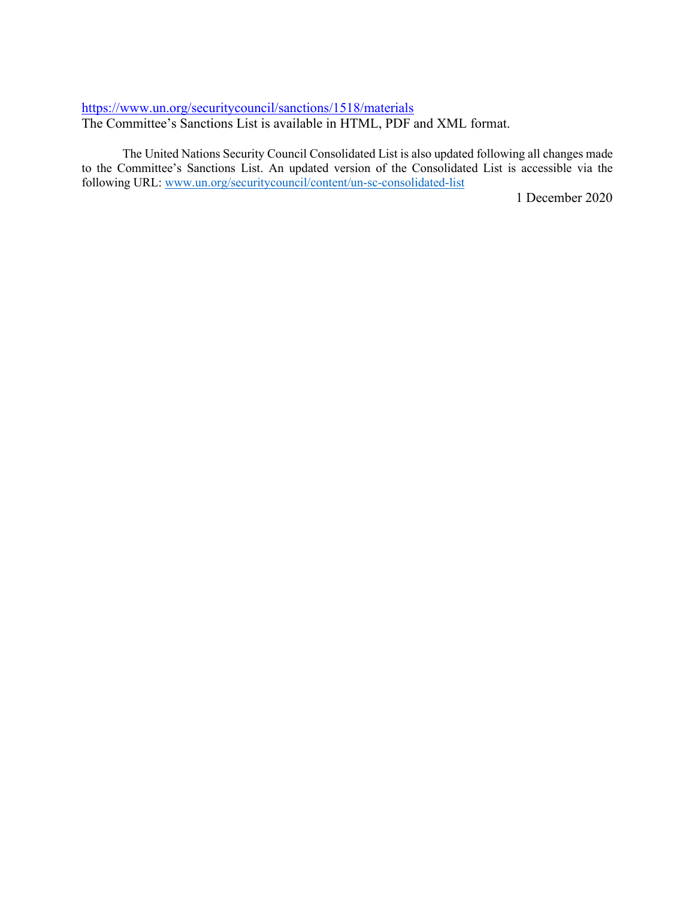https://www.un.org/securitycouncil/sanctions/1518/materials
The Committee's Sanctions List is available in HTML, PDF and XML format.

The United Nations Security Council Consolidated List is also updated following all changes made to the Committee's Sanctions List. An updated version of the Consolidated List is accessible via the following URL: www.un.org/securitycouncil/content/un-sc-consolidated-list

1 December 2020